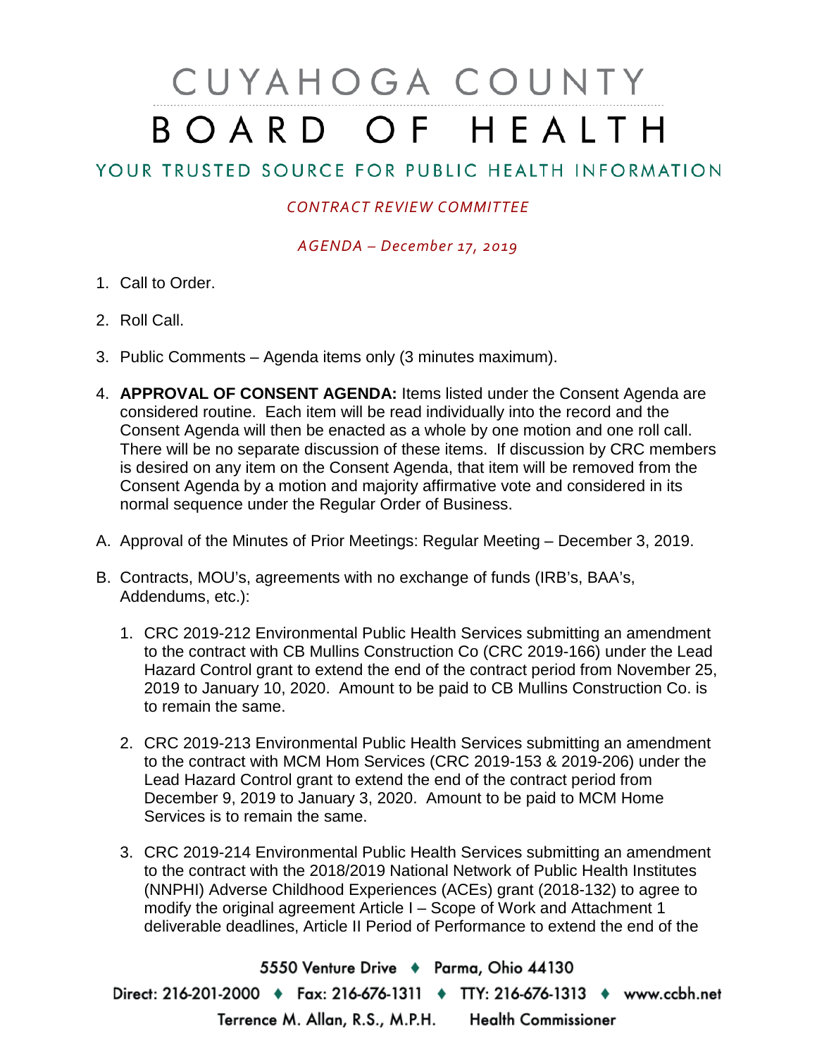# CUYAHOGA COUNTY BOARD OF HEALTH

## YOUR TRUSTED SOURCE FOR PUBLIC HEALTH INFORMATION

*CONTRACT REVIEW COMMITTEE*

*AGENDA – December 17, 2019*

1. Call to Order.
2. Roll Call.
3. Public Comments – Agenda items only (3 minutes maximum).
4. **APPROVAL OF CONSENT AGENDA:** Items listed under the Consent Agenda are considered routine. Each item will be read individually into the record and the Consent Agenda will then be enacted as a whole by one motion and one roll call. There will be no separate discussion of these items. If discussion by CRC members is desired on any item on the Consent Agenda, that item will be removed from the Consent Agenda by a motion and majority affirmative vote and considered in its normal sequence under the Regular Order of Business.

A. Approval of the Minutes of Prior Meetings: Regular Meeting – December 3, 2019.

B. Contracts, MOU's, agreements with no exchange of funds (IRB's, BAA's, Addendums, etc.):

1. CRC 2019-212 Environmental Public Health Services submitting an amendment to the contract with CB Mullins Construction Co (CRC 2019-166) under the Lead Hazard Control grant to extend the end of the contract period from November 25, 2019 to January 10, 2020. Amount to be paid to CB Mullins Construction Co. is to remain the same.
2. CRC 2019-213 Environmental Public Health Services submitting an amendment to the contract with MCM Hom Services (CRC 2019-153 & 2019-206) under the Lead Hazard Control grant to extend the end of the contract period from December 9, 2019 to January 3, 2020. Amount to be paid to MCM Home Services is to remain the same.
3. CRC 2019-214 Environmental Public Health Services submitting an amendment to the contract with the 2018/2019 National Network of Public Health Institutes (NNPHI) Adverse Childhood Experiences (ACEs) grant (2018-132) to agree to modify the original agreement Article I – Scope of Work and Attachment 1 deliverable deadlines, Article II Period of Performance to extend the end of the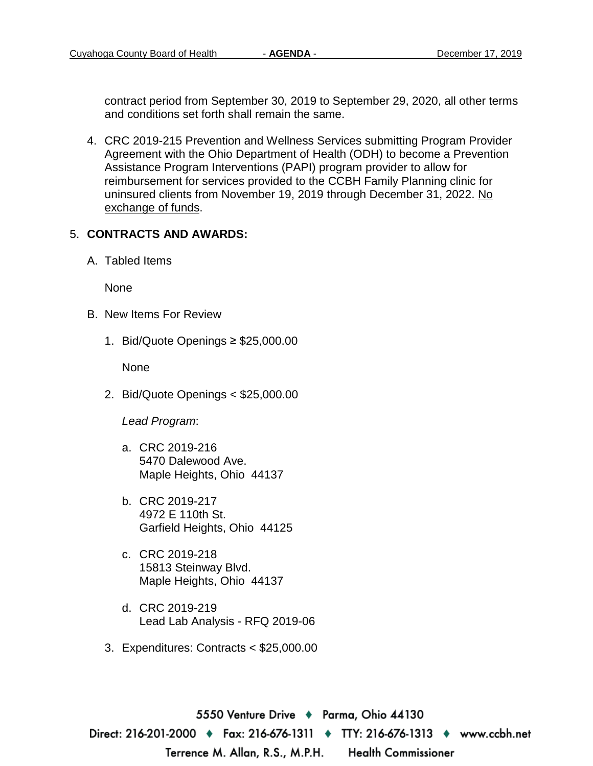contract period from September 30, 2019 to September 29, 2020, all other terms and conditions set forth shall remain the same.

4. CRC 2019-215 Prevention and Wellness Services submitting Program Provider Agreement with the Ohio Department of Health (ODH) to become a Prevention Assistance Program Interventions (PAPI) program provider to allow for reimbursement for services provided to the CCBH Family Planning clinic for uninsured clients from November 19, 2019 through December 31, 2022. No exchange of funds.

5. **CONTRACTS AND AWARDS:**

   A. Tabled Items

      None

   B. New Items For Review

      1. Bid/Quote Openings ≥ $25,000.00

         None

      2. Bid/Quote Openings < $25,000.00

         *Lead Program*:

         a. CRC 2019-216
            5470 Dalewood Ave.
            Maple Heights, Ohio 44137

         b. CRC 2019-217
            4972 E 110th St.
            Garfield Heights, Ohio 44125

         c. CRC 2019-218
            15813 Steinway Blvd.
            Maple Heights, Ohio 44137

         d. CRC 2019-219
            Lead Lab Analysis - RFQ 2019-06

      3. Expenditures: Contracts < $25,000.00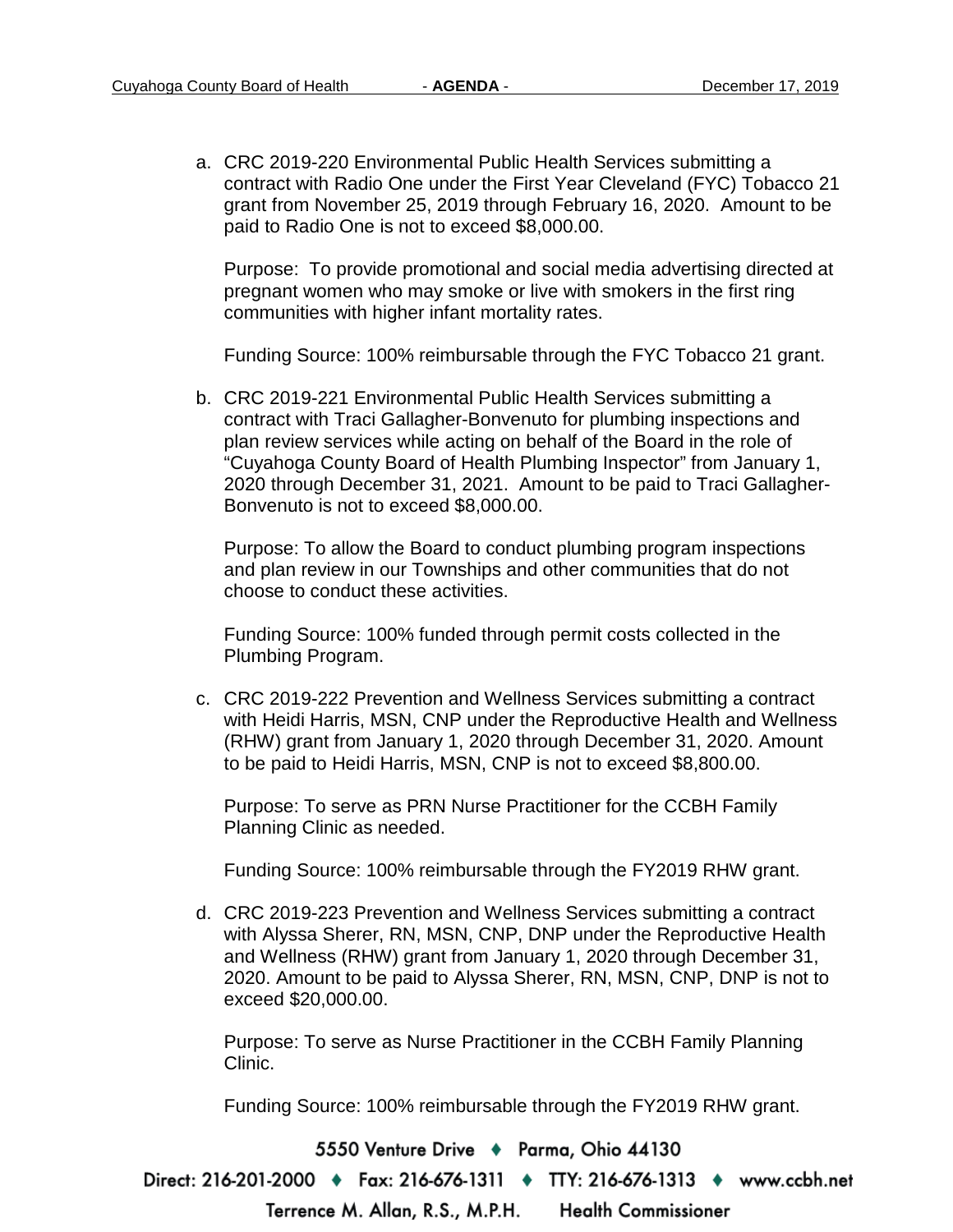a. CRC 2019-220 Environmental Public Health Services submitting a contract with Radio One under the First Year Cleveland (FYC) Tobacco 21 grant from November 25, 2019 through February 16, 2020. Amount to be paid to Radio One is not to exceed $8,000.00.

   Purpose: To provide promotional and social media advertising directed at pregnant women who may smoke or live with smokers in the first ring communities with higher infant mortality rates.

   Funding Source: 100% reimbursable through the FYC Tobacco 21 grant.

b. CRC 2019-221 Environmental Public Health Services submitting a contract with Traci Gallagher-Bonvenuto for plumbing inspections and plan review services while acting on behalf of the Board in the role of "Cuyahoga County Board of Health Plumbing Inspector" from January 1, 2020 through December 31, 2021. Amount to be paid to Traci Gallagher-Bonvenuto is not to exceed $8,000.00.

   Purpose: To allow the Board to conduct plumbing program inspections and plan review in our Townships and other communities that do not choose to conduct these activities.

   Funding Source: 100% funded through permit costs collected in the Plumbing Program.

c. CRC 2019-222 Prevention and Wellness Services submitting a contract with Heidi Harris, MSN, CNP under the Reproductive Health and Wellness (RHW) grant from January 1, 2020 through December 31, 2020. Amount to be paid to Heidi Harris, MSN, CNP is not to exceed $8,800.00.

   Purpose: To serve as PRN Nurse Practitioner for the CCBH Family Planning Clinic as needed.

   Funding Source: 100% reimbursable through the FY2019 RHW grant.

d. CRC 2019-223 Prevention and Wellness Services submitting a contract with Alyssa Sherer, RN, MSN, CNP, DNP under the Reproductive Health and Wellness (RHW) grant from January 1, 2020 through December 31, 2020. Amount to be paid to Alyssa Sherer, RN, MSN, CNP, DNP is not to exceed $20,000.00.

   Purpose: To serve as Nurse Practitioner in the CCBH Family Planning Clinic.

   Funding Source: 100% reimbursable through the FY2019 RHW grant.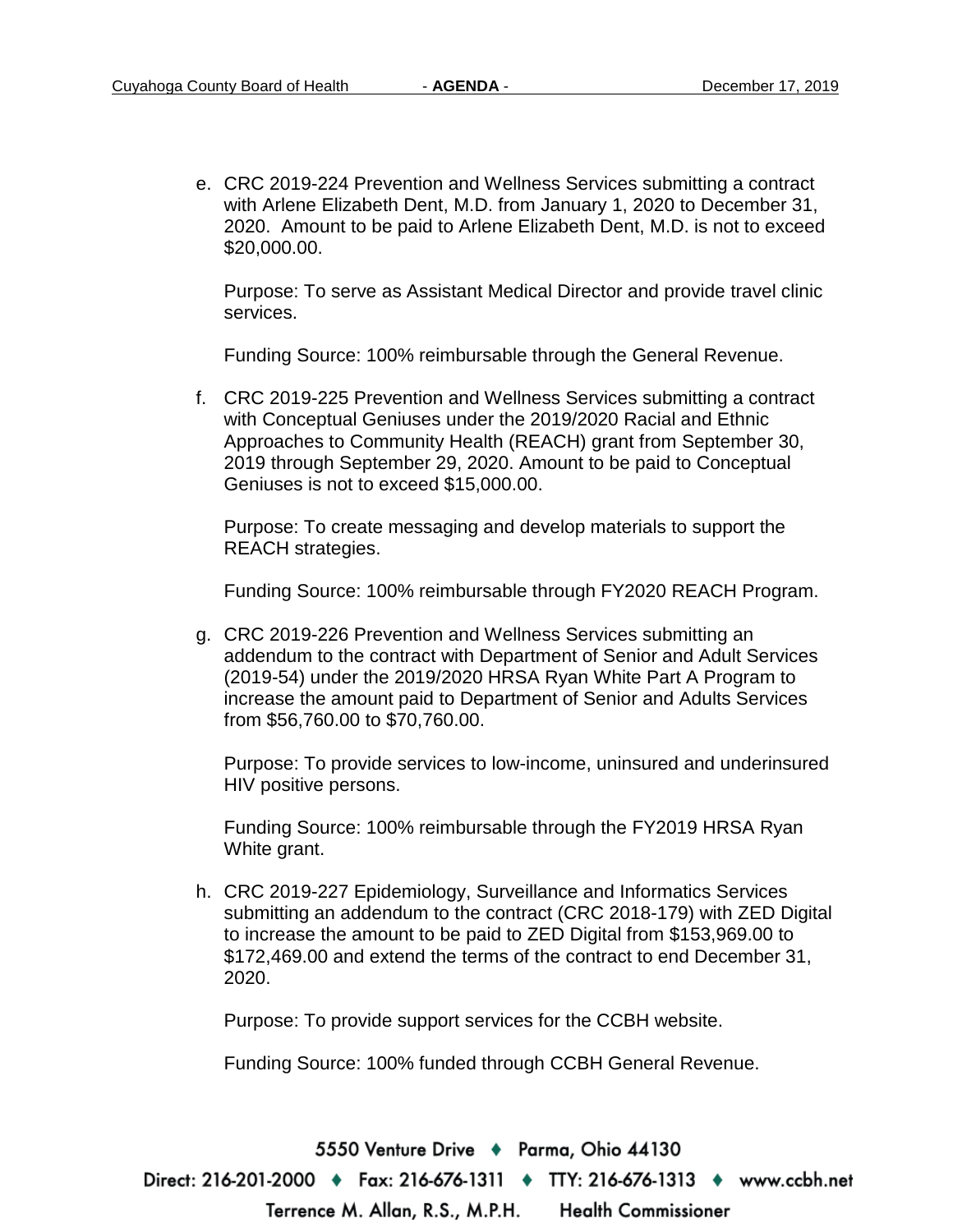e. CRC 2019-224 Prevention and Wellness Services submitting a contract with Arlene Elizabeth Dent, M.D. from January 1, 2020 to December 31, 2020. Amount to be paid to Arlene Elizabeth Dent, M.D. is not to exceed $20,000.00.

   Purpose: To serve as Assistant Medical Director and provide travel clinic services.

   Funding Source: 100% reimbursable through the General Revenue.

f. CRC 2019-225 Prevention and Wellness Services submitting a contract with Conceptual Geniuses under the 2019/2020 Racial and Ethnic Approaches to Community Health (REACH) grant from September 30, 2019 through September 29, 2020. Amount to be paid to Conceptual Geniuses is not to exceed $15,000.00.

   Purpose: To create messaging and develop materials to support the REACH strategies.

   Funding Source: 100% reimbursable through FY2020 REACH Program.

g. CRC 2019-226 Prevention and Wellness Services submitting an addendum to the contract with Department of Senior and Adult Services (2019-54) under the 2019/2020 HRSA Ryan White Part A Program to increase the amount paid to Department of Senior and Adults Services from $56,760.00 to $70,760.00.

   Purpose: To provide services to low-income, uninsured and underinsured HIV positive persons.

   Funding Source: 100% reimbursable through the FY2019 HRSA Ryan White grant.

h. CRC 2019-227 Epidemiology, Surveillance and Informatics Services submitting an addendum to the contract (CRC 2018-179) with ZED Digital to increase the amount to be paid to ZED Digital from $153,969.00 to $172,469.00 and extend the terms of the contract to end December 31, 2020.

   Purpose: To provide support services for the CCBH website.

   Funding Source: 100% funded through CCBH General Revenue.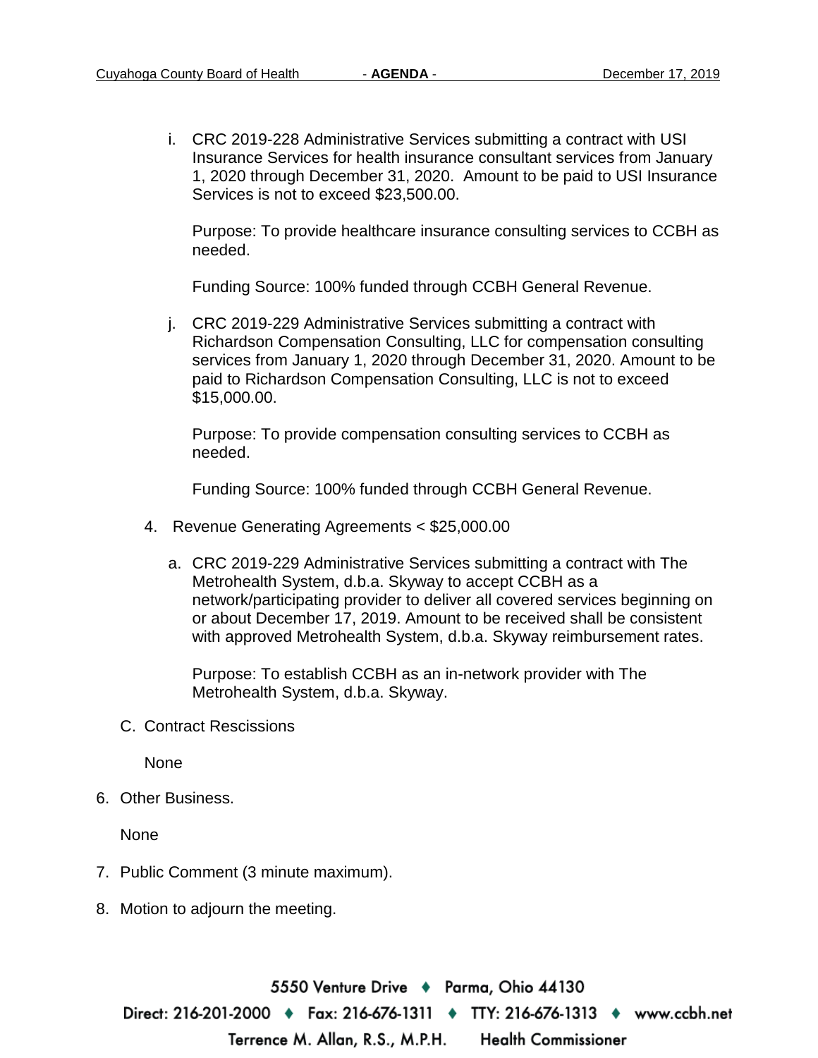i. CRC 2019-228 Administrative Services submitting a contract with USI Insurance Services for health insurance consultant services from January 1, 2020 through December 31, 2020. Amount to be paid to USI Insurance Services is not to exceed $23,500.00.

   Purpose: To provide healthcare insurance consulting services to CCBH as needed.

   Funding Source: 100% funded through CCBH General Revenue.

j. CRC 2019-229 Administrative Services submitting a contract with Richardson Compensation Consulting, LLC for compensation consulting services from January 1, 2020 through December 31, 2020. Amount to be paid to Richardson Compensation Consulting, LLC is not to exceed $15,000.00.

   Purpose: To provide compensation consulting services to CCBH as needed.

   Funding Source: 100% funded through CCBH General Revenue.

4. Revenue Generating Agreements < $25,000.00

   a. CRC 2019-229 Administrative Services submitting a contract with The Metrohealth System, d.b.a. Skyway to accept CCBH as a network/participating provider to deliver all covered services beginning on or about December 17, 2019. Amount to be received shall be consistent with approved Metrohealth System, d.b.a. Skyway reimbursement rates.

      Purpose: To establish CCBH as an in-network provider with The Metrohealth System, d.b.a. Skyway.

C. Contract Rescissions

   None

6. Other Business.

   None

7. Public Comment (3 minute maximum).

8. Motion to adjourn the meeting.